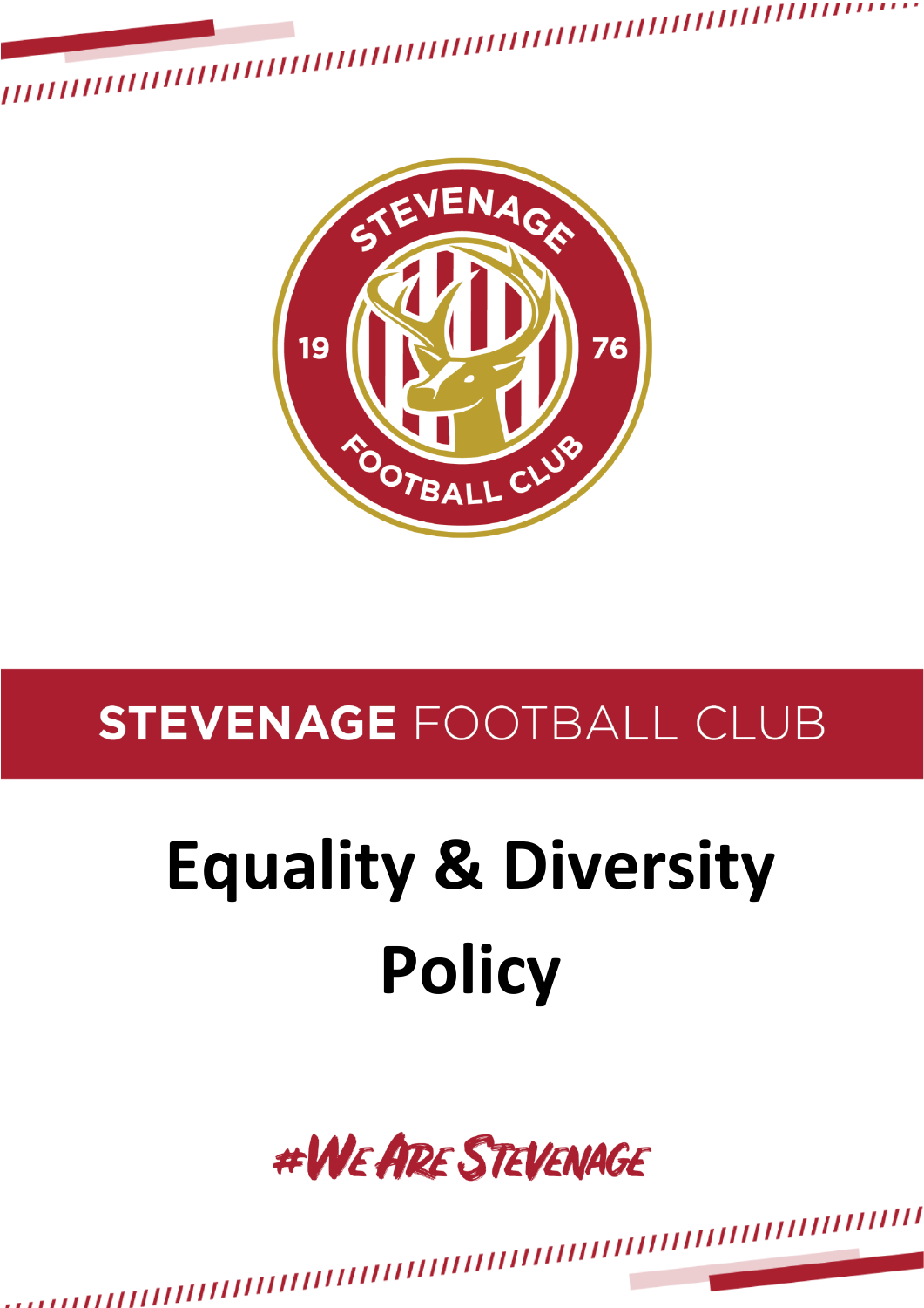STEVENAGE FOOTBALL CLUB

# Equality & Diversity Policy

#WeAreStevenage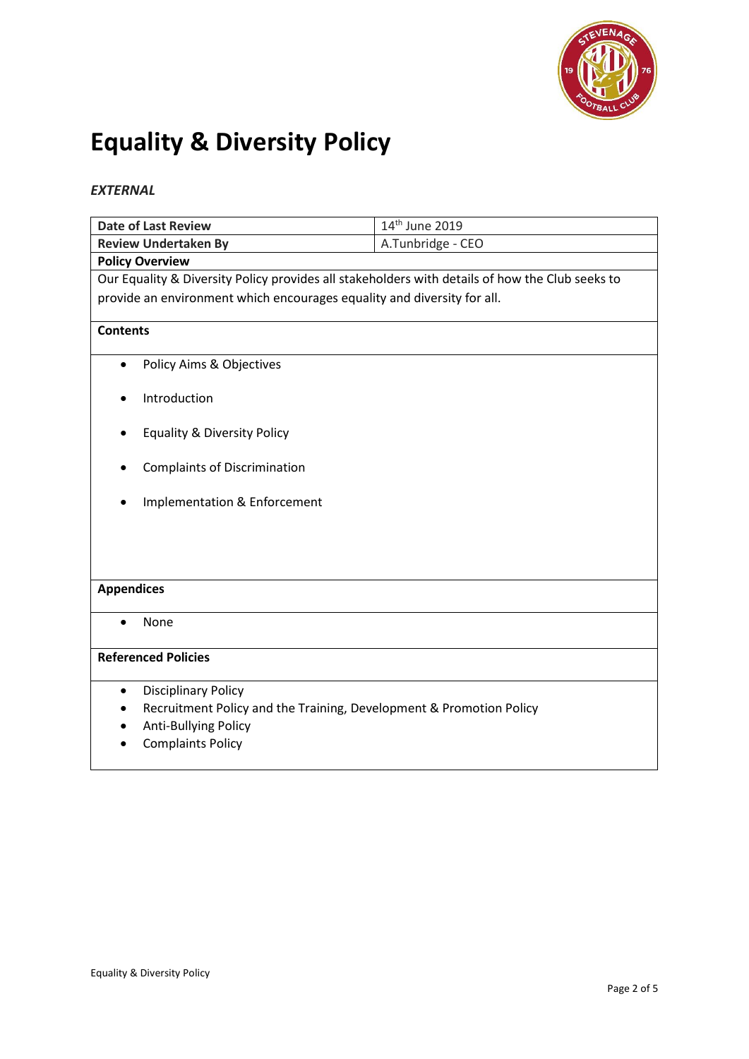# Equality & Diversity Policy

*EXTERNAL*

| **Date of Last Review** | 14th June 2019 |
|---|---|
| **Review Undertaken By** | A.Tunbridge - CEO |

**Policy Overview**

Our Equality & Diversity Policy provides all stakeholders with details of how the Club seeks to provide an environment which encourages equality and diversity for all.

**Contents**

- Policy Aims & Objectives
- Introduction
- Equality & Diversity Policy
- Complaints of Discrimination
- Implementation & Enforcement

**Appendices**

- None

**Referenced Policies**

- Disciplinary Policy
- Recruitment Policy and the Training, Development & Promotion Policy
- Anti-Bullying Policy
- Complaints Policy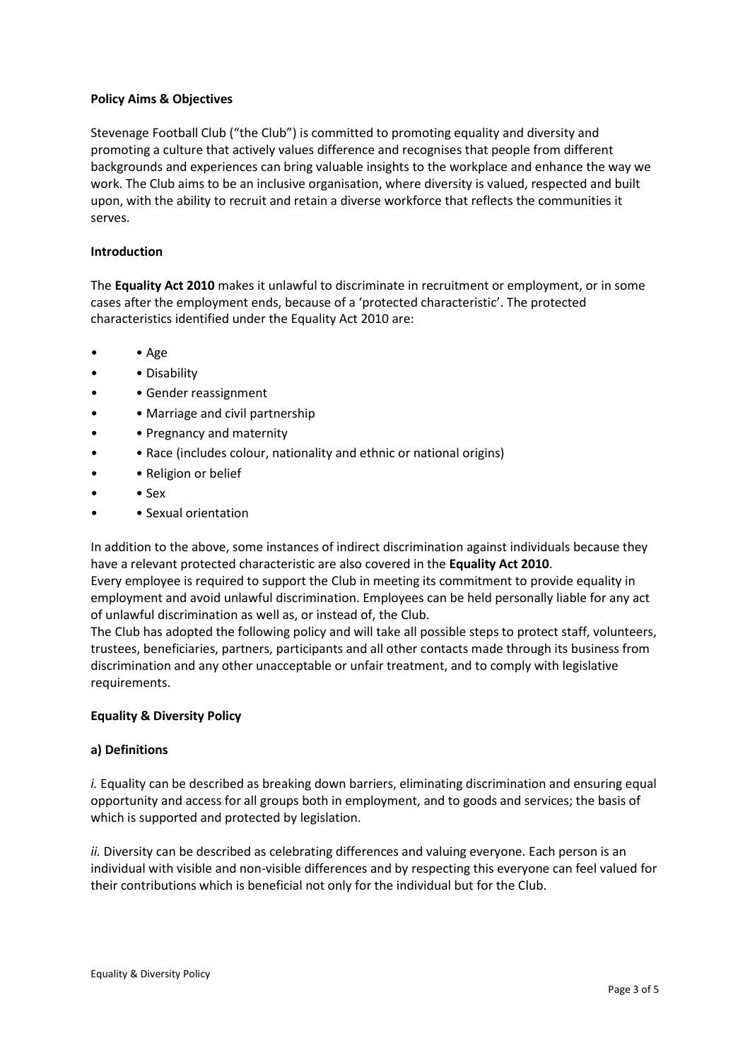**Policy Aims & Objectives**

Stevenage Football Club ("the Club") is committed to promoting equality and diversity and promoting a culture that actively values difference and recognises that people from different backgrounds and experiences can bring valuable insights to the workplace and enhance the way we work. The Club aims to be an inclusive organisation, where diversity is valued, respected and built upon, with the ability to recruit and retain a diverse workforce that reflects the communities it serves.

**Introduction**

The **Equality Act 2010** makes it unlawful to discriminate in recruitment or employment, or in some cases after the employment ends, because of a 'protected characteristic'. The protected characteristics identified under the Equality Act 2010 are:

- • Age
- • Disability
- • Gender reassignment
- • Marriage and civil partnership
- • Pregnancy and maternity
- • Race (includes colour, nationality and ethnic or national origins)
- • Religion or belief
- • Sex
- • Sexual orientation

In addition to the above, some instances of indirect discrimination against individuals because they have a relevant protected characteristic are also covered in the **Equality Act 2010**.
Every employee is required to support the Club in meeting its commitment to provide equality in employment and avoid unlawful discrimination. Employees can be held personally liable for any act of unlawful discrimination as well as, or instead of, the Club.
The Club has adopted the following policy and will take all possible steps to protect staff, volunteers, trustees, beneficiaries, partners, participants and all other contacts made through its business from discrimination and any other unacceptable or unfair treatment, and to comply with legislative requirements.

**Equality & Diversity Policy**

**a) Definitions**

*i.* Equality can be described as breaking down barriers, eliminating discrimination and ensuring equal opportunity and access for all groups both in employment, and to goods and services; the basis of which is supported and protected by legislation.

*ii.* Diversity can be described as celebrating differences and valuing everyone. Each person is an individual with visible and non-visible differences and by respecting this everyone can feel valued for their contributions which is beneficial not only for the individual but for the Club.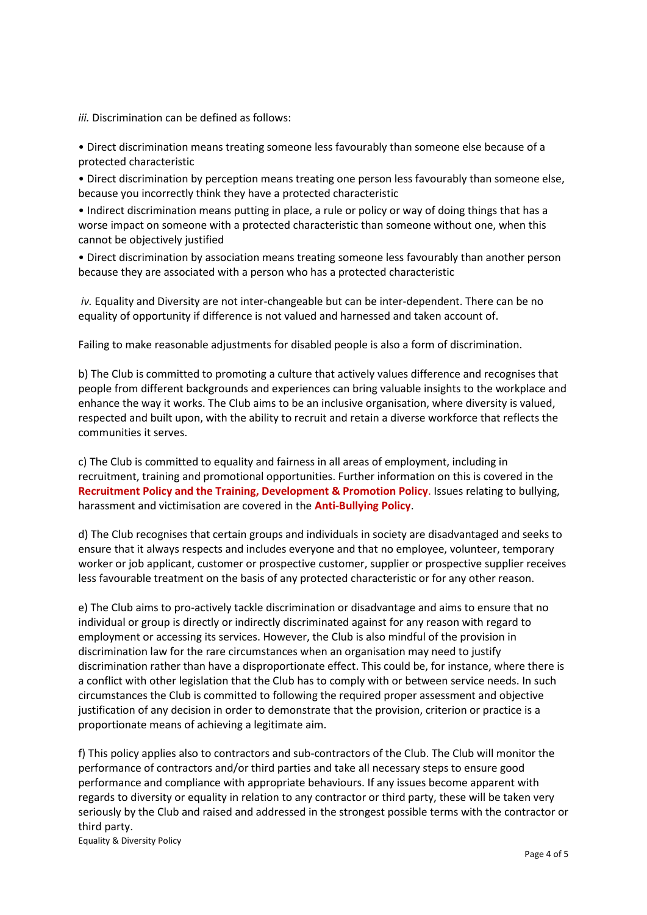*iii.* Discrimination can be defined as follows:

- Direct discrimination means treating someone less favourably than someone else because of a protected characteristic
- Direct discrimination by perception means treating one person less favourably than someone else, because you incorrectly think they have a protected characteristic
- Indirect discrimination means putting in place, a rule or policy or way of doing things that has a worse impact on someone with a protected characteristic than someone without one, when this cannot be objectively justified
- Direct discrimination by association means treating someone less favourably than another person because they are associated with a person who has a protected characteristic

*iv.* Equality and Diversity are not inter-changeable but can be inter-dependent. There can be no equality of opportunity if difference is not valued and harnessed and taken account of.

Failing to make reasonable adjustments for disabled people is also a form of discrimination.

b) The Club is committed to promoting a culture that actively values difference and recognises that people from different backgrounds and experiences can bring valuable insights to the workplace and enhance the way it works. The Club aims to be an inclusive organisation, where diversity is valued, respected and built upon, with the ability to recruit and retain a diverse workforce that reflects the communities it serves.

c) The Club is committed to equality and fairness in all areas of employment, including in recruitment, training and promotional opportunities. Further information on this is covered in the **Recruitment Policy and the Training, Development & Promotion Policy**. Issues relating to bullying, harassment and victimisation are covered in the **Anti-Bullying Policy**.

d) The Club recognises that certain groups and individuals in society are disadvantaged and seeks to ensure that it always respects and includes everyone and that no employee, volunteer, temporary worker or job applicant, customer or prospective customer, supplier or prospective supplier receives less favourable treatment on the basis of any protected characteristic or for any other reason.

e) The Club aims to pro-actively tackle discrimination or disadvantage and aims to ensure that no individual or group is directly or indirectly discriminated against for any reason with regard to employment or accessing its services. However, the Club is also mindful of the provision in discrimination law for the rare circumstances when an organisation may need to justify discrimination rather than have a disproportionate effect. This could be, for instance, where there is a conflict with other legislation that the Club has to comply with or between service needs. In such circumstances the Club is committed to following the required proper assessment and objective justification of any decision in order to demonstrate that the provision, criterion or practice is a proportionate means of achieving a legitimate aim.

f) This policy applies also to contractors and sub-contractors of the Club. The Club will monitor the performance of contractors and/or third parties and take all necessary steps to ensure good performance and compliance with appropriate behaviours. If any issues become apparent with regards to diversity or equality in relation to any contractor or third party, these will be taken very seriously by the Club and raised and addressed in the strongest possible terms with the contractor or third party.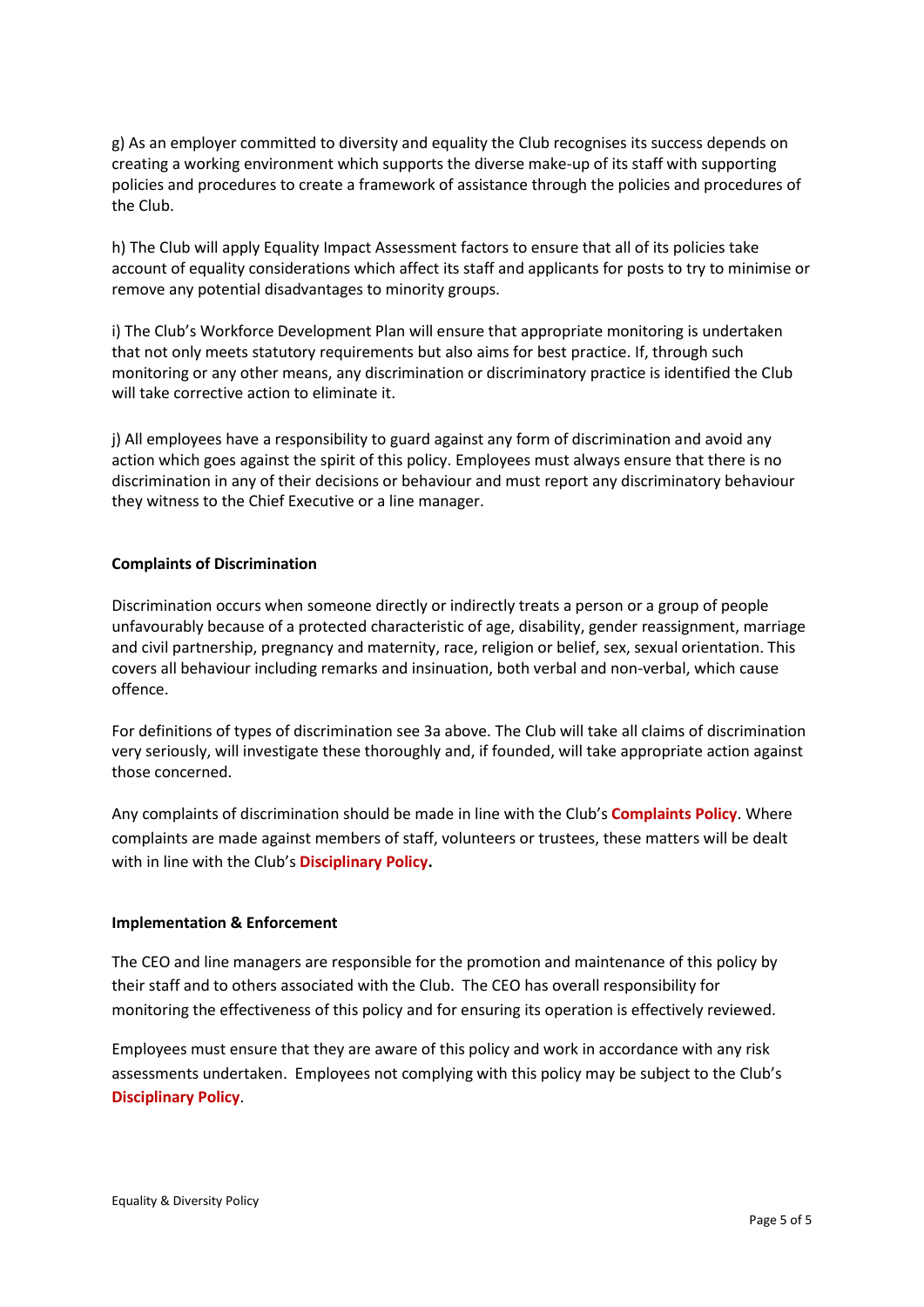g) As an employer committed to diversity and equality the Club recognises its success depends on creating a working environment which supports the diverse make-up of its staff with supporting policies and procedures to create a framework of assistance through the policies and procedures of the Club.

h) The Club will apply Equality Impact Assessment factors to ensure that all of its policies take account of equality considerations which affect its staff and applicants for posts to try to minimise or remove any potential disadvantages to minority groups.

i) The Club's Workforce Development Plan will ensure that appropriate monitoring is undertaken that not only meets statutory requirements but also aims for best practice. If, through such monitoring or any other means, any discrimination or discriminatory practice is identified the Club will take corrective action to eliminate it.

j) All employees have a responsibility to guard against any form of discrimination and avoid any action which goes against the spirit of this policy. Employees must always ensure that there is no discrimination in any of their decisions or behaviour and must report any discriminatory behaviour they witness to the Chief Executive or a line manager.

**Complaints of Discrimination**

Discrimination occurs when someone directly or indirectly treats a person or a group of people unfavourably because of a protected characteristic of age, disability, gender reassignment, marriage and civil partnership, pregnancy and maternity, race, religion or belief, sex, sexual orientation. This covers all behaviour including remarks and insinuation, both verbal and non-verbal, which cause offence.

For definitions of types of discrimination see 3a above. The Club will take all claims of discrimination very seriously, will investigate these thoroughly and, if founded, will take appropriate action against those concerned.

Any complaints of discrimination should be made in line with the Club's **Complaints Policy**. Where complaints are made against members of staff, volunteers or trustees, these matters will be dealt with in line with the Club's **Disciplinary Policy.**

**Implementation & Enforcement**

The CEO and line managers are responsible for the promotion and maintenance of this policy by their staff and to others associated with the Club. The CEO has overall responsibility for monitoring the effectiveness of this policy and for ensuring its operation is effectively reviewed.

Employees must ensure that they are aware of this policy and work in accordance with any risk assessments undertaken. Employees not complying with this policy may be subject to the Club's **Disciplinary Policy**.